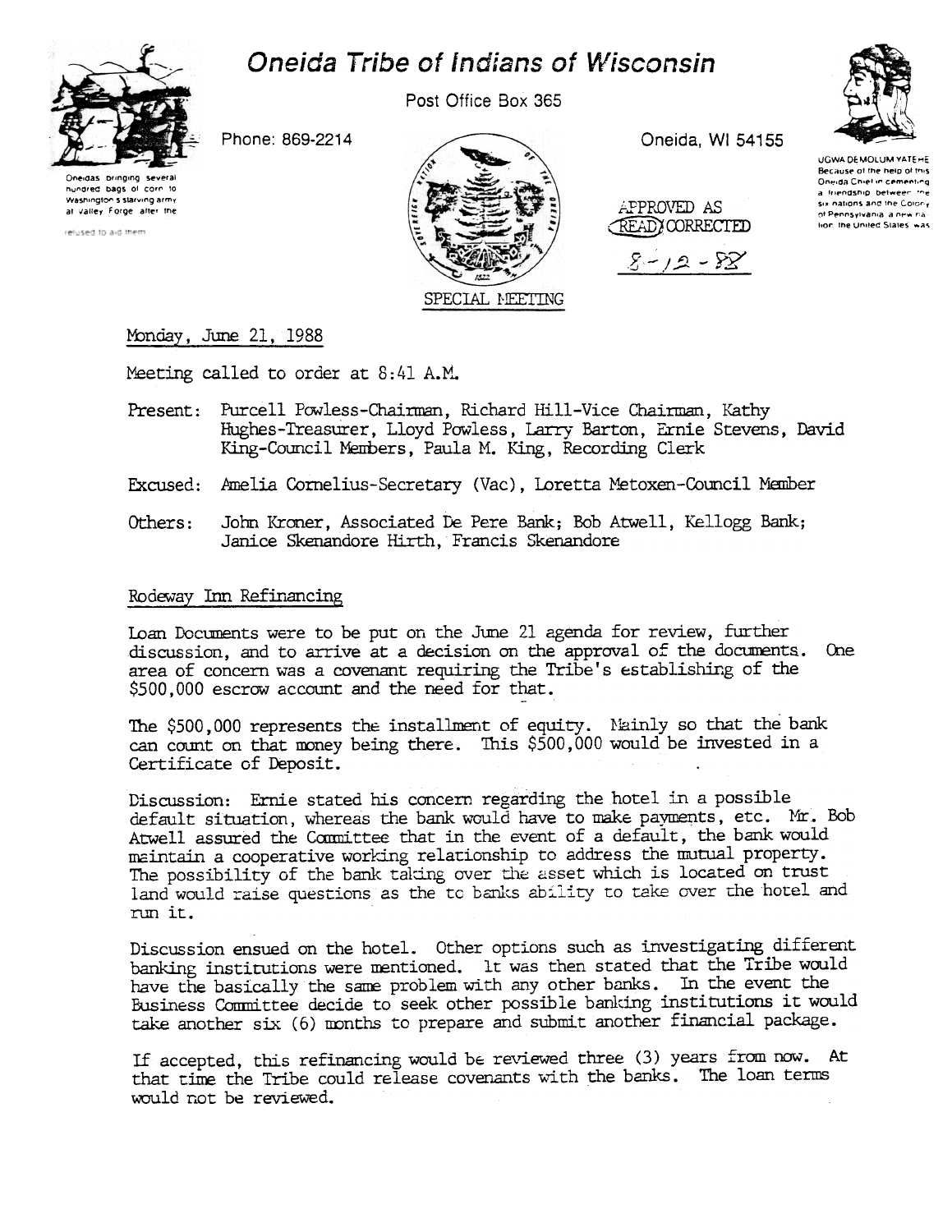# Oneida Tribe of Indians of Wisconsin

Post Office Box 365

Phone: 869-2214

Oneida, WI 54155

Oneidas bringing several hundred bags of corn to Washington's starving army at Valley Forge after the colonists had consistently refused to aid them

UGWA DEMOLUM YATEHE
Because of the help of this Oneida Chief in cementing a friendship between the six nations and the Colony of Pennsylvania, a new nation, the United States was made possible.

APPROVED AS READ/CORRECTED
8-12-88

SPECIAL MEETING

Monday, June 21, 1988

Meeting called to order at 8:41 A.M.

Present: Purcell Powless-Chairman, Richard Hill-Vice Chairman, Kathy Hughes-Treasurer, Lloyd Powless, Larry Barton, Ernie Stevens, David King-Council Members, Paula M. King, Recording Clerk

Excused: Amelia Cornelius-Secretary (Vac), Loretta Metoxen-Council Member

Others: John Kroner, Associated De Pere Bank; Bob Atwell, Kellogg Bank; Janice Skenandore Hirth, Francis Skenandore

## Rodeway Inn Refinancing

Loan Documents were to be put on the June 21 agenda for review, further discussion, and to arrive at a decision on the approval of the documents. One area of concern was a covenant requiring the Tribe's establishing of the $500,000 escrow account and the need for that.

The $500,000 represents the installment of equity. Mainly so that the bank can count on that money being there. This $500,000 would be invested in a Certificate of Deposit.

Discussion: Ernie stated his concern regarding the hotel in a possible default situation, whereas the bank would have to make payments, etc. Mr. Bob Atwell assured the Committee that in the event of a default, the bank would maintain a cooperative working relationship to address the mutual property. The possibility of the bank taking over the asset which is located on trust land would raise questions as the to banks ability to take over the hotel and run it.

Discussion ensued on the hotel. Other options such as investigating different banking institutions were mentioned. It was then stated that the Tribe would have the basically the same problem with any other banks. In the event the Business Committee decide to seek other possible banking institutions it would take another six (6) months to prepare and submit another financial package.

If accepted, this refinancing would be reviewed three (3) years from now. At that time the Tribe could release covenants with the banks. The loan terms would not be reviewed.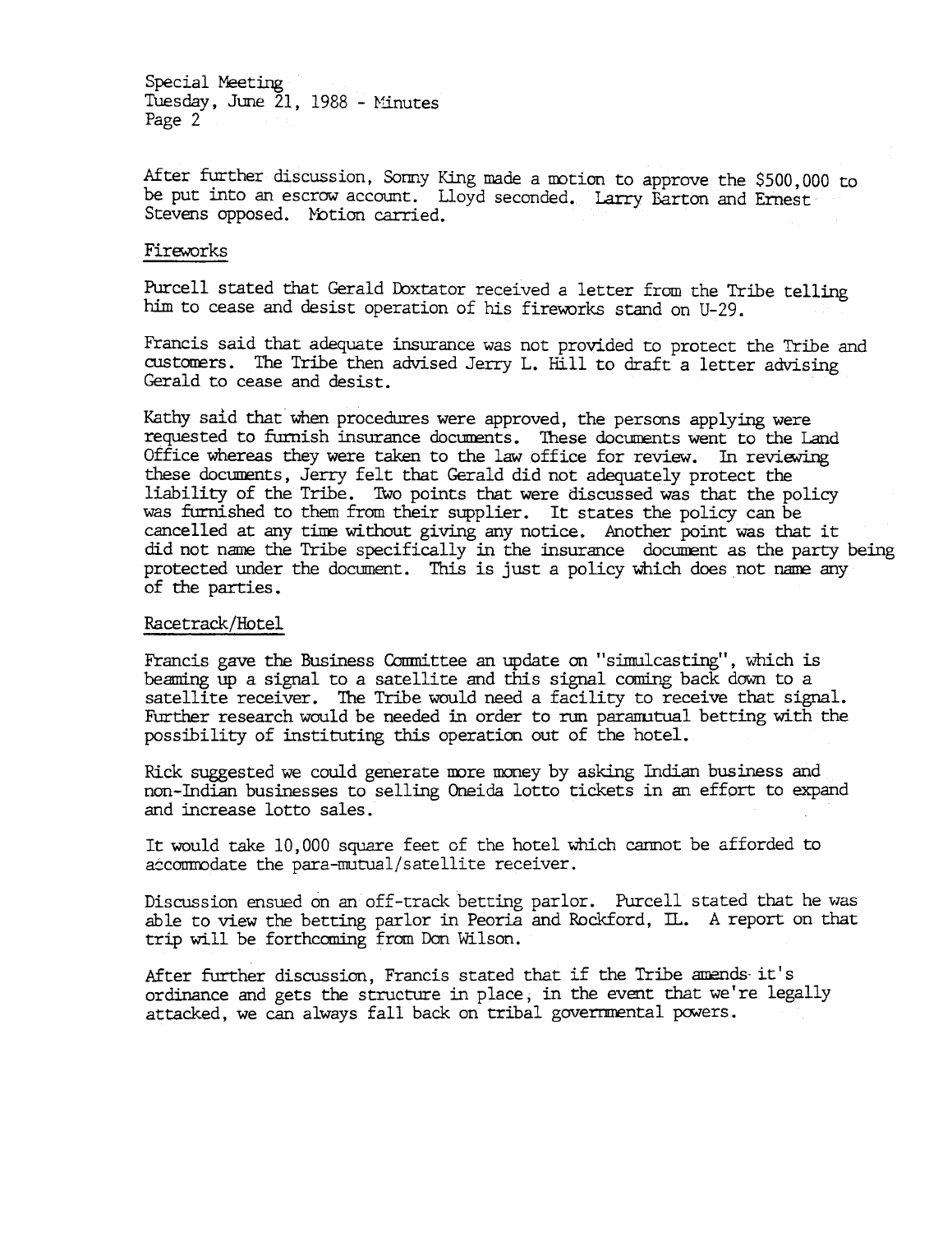After further discussion, Sonny King made a motion to approve the $500,000 to be put into an escrow account. Lloyd seconded. Larry Barton and Ernest Stevens opposed. Motion carried.

Fireworks

Purcell stated that Gerald Doxtator received a letter from the Tribe telling him to cease and desist operation of his fireworks stand on U-29.

Francis said that adequate insurance was not provided to protect the Tribe and customers. The Tribe then advised Jerry L. Hill to draft a letter advising Gerald to cease and desist.

Kathy said that when procedures were approved, the persons applying were requested to furnish insurance documents. These documents went to the Land Office whereas they were taken to the law office for review. In reviewing these documents, Jerry felt that Gerald did not adequately protect the liability of the Tribe. Two points that were discussed was that the policy was furnished to them from their supplier. It states the policy can be cancelled at any time without giving any notice. Another point was that it did not name the Tribe specifically in the insurance document as the party being protected under the document. This is just a policy which does not name any of the parties.

Racetrack/Hotel

Francis gave the Business Committee an update on "simulcasting", which is beaming up a signal to a satellite and this signal coming back down to a satellite receiver. The Tribe would need a facility to receive that signal. Further research would be needed in order to run paramutual betting with the possibility of instituting this operation out of the hotel.

Rick suggested we could generate more money by asking Indian business and non-Indian businesses to selling Oneida lotto tickets in an effort to expand and increase lotto sales.

It would take 10,000 square feet of the hotel which cannot be afforded to accommodate the para-mutual/satellite receiver.

Discussion ensued on an off-track betting parlor. Purcell stated that he was able to view the betting parlor in Peoria and Rockford, IL. A report on that trip will be forthcoming from Don Wilson.

After further discussion, Francis stated that if the Tribe amends it's ordinance and gets the structure in place, in the event that we're legally attacked, we can always fall back on tribal governmental powers.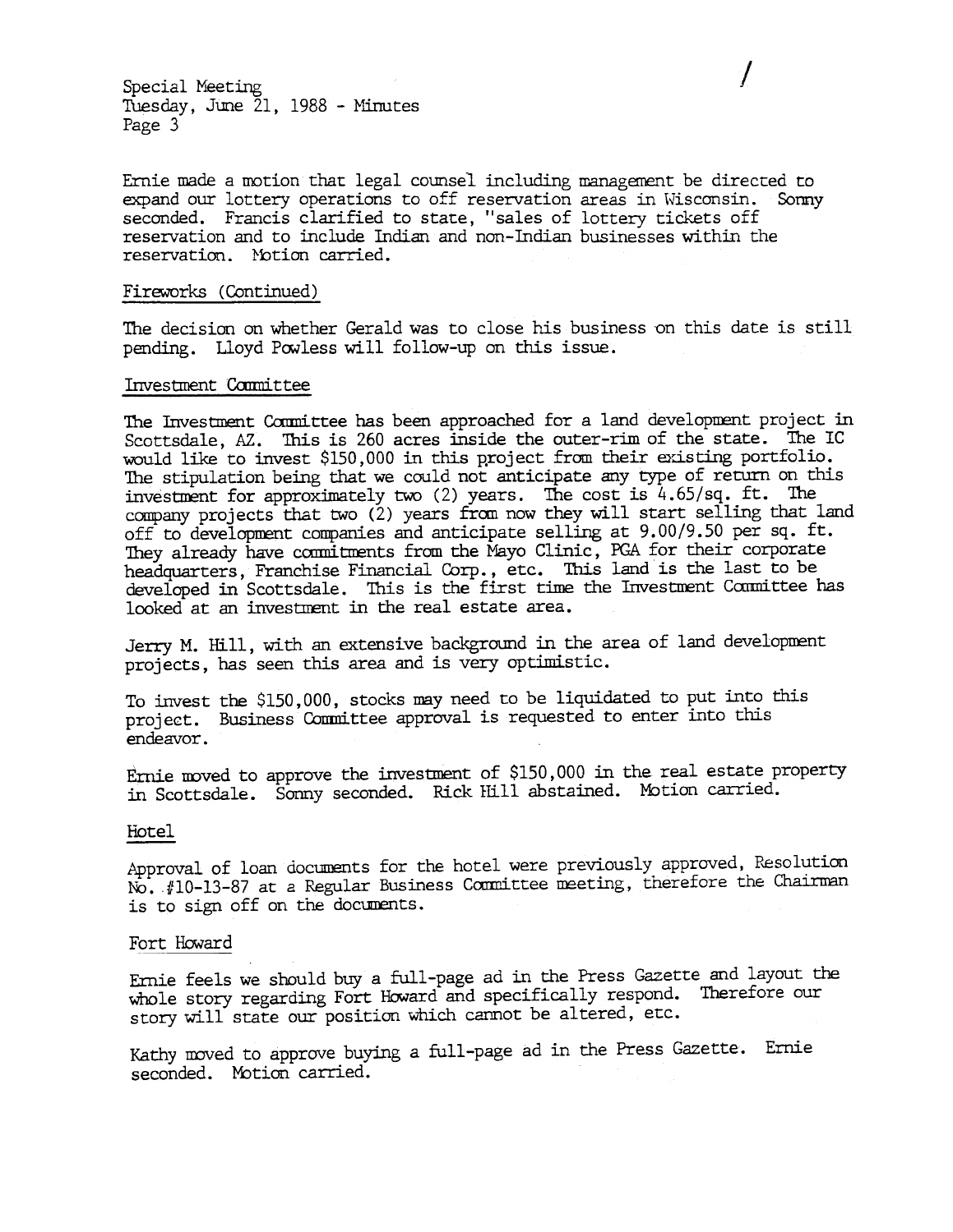Ernie made a motion that legal counsel including management be directed to expand our lottery operations to off reservation areas in Wisconsin. Sonny seconded. Francis clarified to state, "sales of lottery tickets off reservation and to include Indian and non-Indian businesses within the reservation. Motion carried.

## Fireworks (Continued)

The decision on whether Gerald was to close his business on this date is still pending. Lloyd Powless will follow-up on this issue.

## Investment Committee

The Investment Committee has been approached for a land development project in Scottsdale, AZ. This is 260 acres inside the outer-rim of the state. The IC would like to invest $150,000 in this project from their existing portfolio. The stipulation being that we could not anticipate any type of return on this investment for approximately two (2) years. The cost is 4.65/sq. ft. The company projects that two (2) years from now they will start selling that land off to development companies and anticipate selling at 9.00/9.50 per sq. ft. They already have commitments from the Mayo Clinic, PGA for their corporate headquarters, Franchise Financial Corp., etc. This land is the last to be developed in Scottsdale. This is the first time the Investment Committee has looked at an investment in the real estate area.

Jerry M. Hill, with an extensive background in the area of land development projects, has seen this area and is very optimistic.

To invest the $150,000, stocks may need to be liquidated to put into this project. Business Committee approval is requested to enter into this endeavor.

Ernie moved to approve the investment of $150,000 in the real estate property in Scottsdale. Sonny seconded. Rick Hill abstained. Motion carried.

## Hotel

Approval of loan documents for the hotel were previously approved, Resolution No. #10-13-87 at a Regular Business Committee meeting, therefore the Chairman is to sign off on the documents.

## Fort Howard

Ernie feels we should buy a full-page ad in the Press Gazette and layout the whole story regarding Fort Howard and specifically respond. Therefore our story will state our position which cannot be altered, etc.

Kathy moved to approve buying a full-page ad in the Press Gazette. Ernie seconded. Motion carried.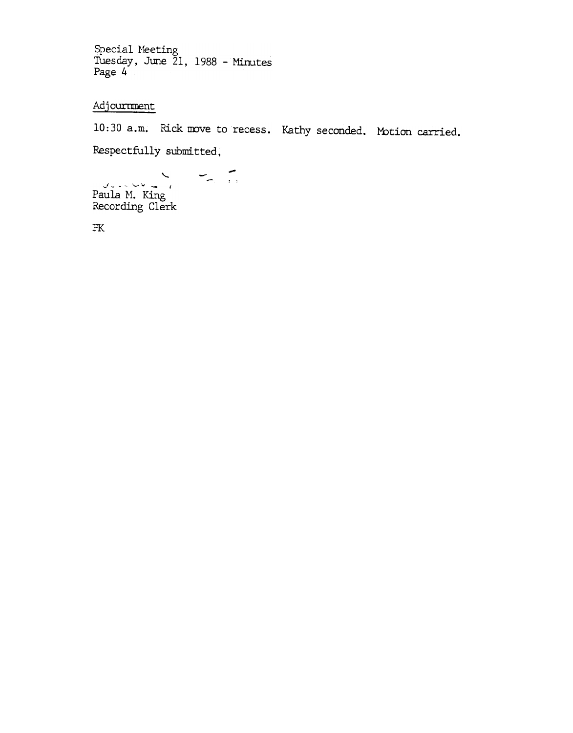Special Meeting
Tuesday, June 21, 1988 - Minutes
Page 4

<u>Adjournment</u>

10:30 a.m. Rick move to recess. Kathy seconded. Motion carried.

Respectfully submitted,

Paula M. King
Recording Clerk

PK